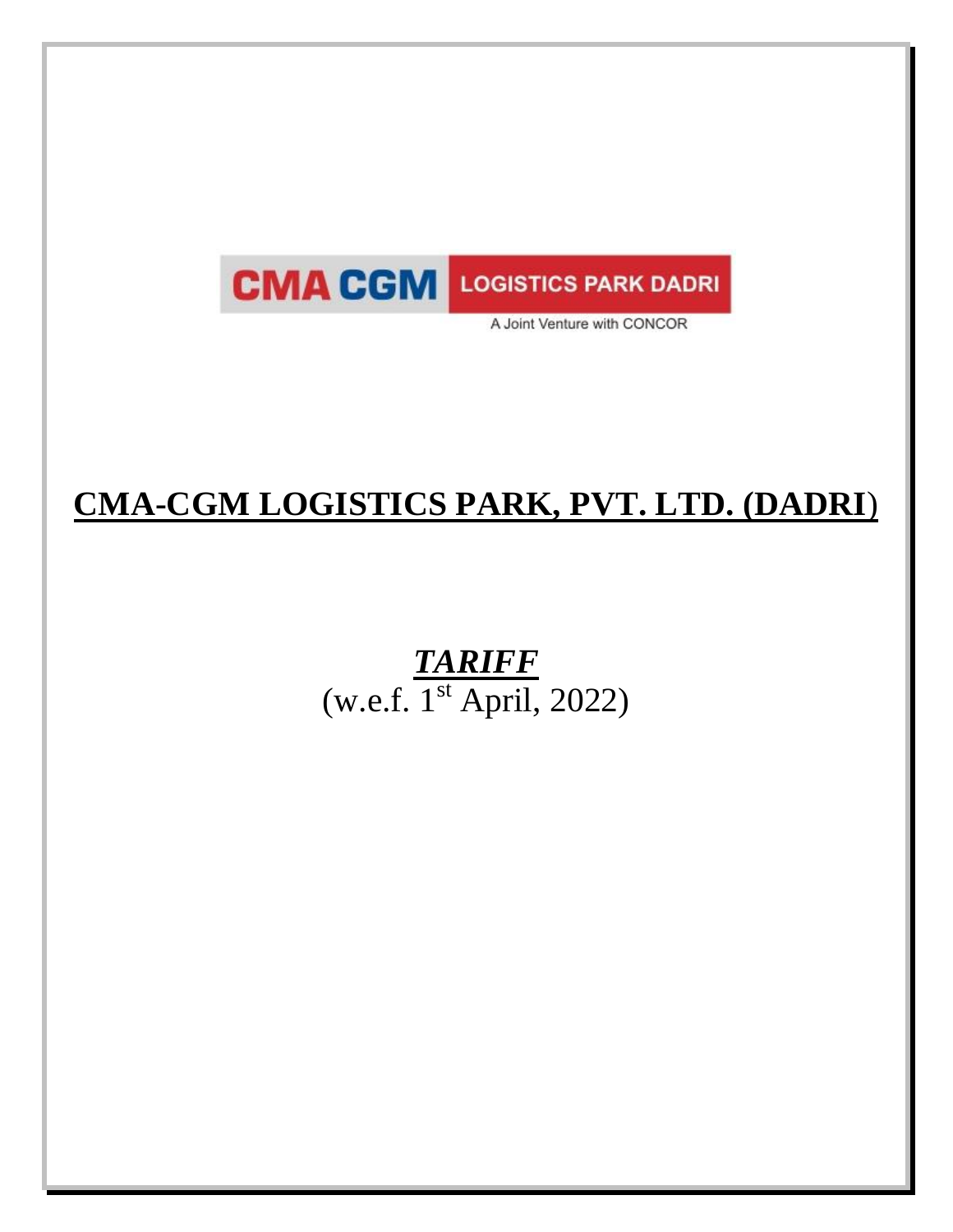CMA CGM LOGISTICS PARK DADRI

A Joint Venture with CONCOR

# CMA-CGM LOGISTICS PARK, PVT. LTD. (DADRI)

## ***TARIFF***

(w.e.f. 1st April, 2022)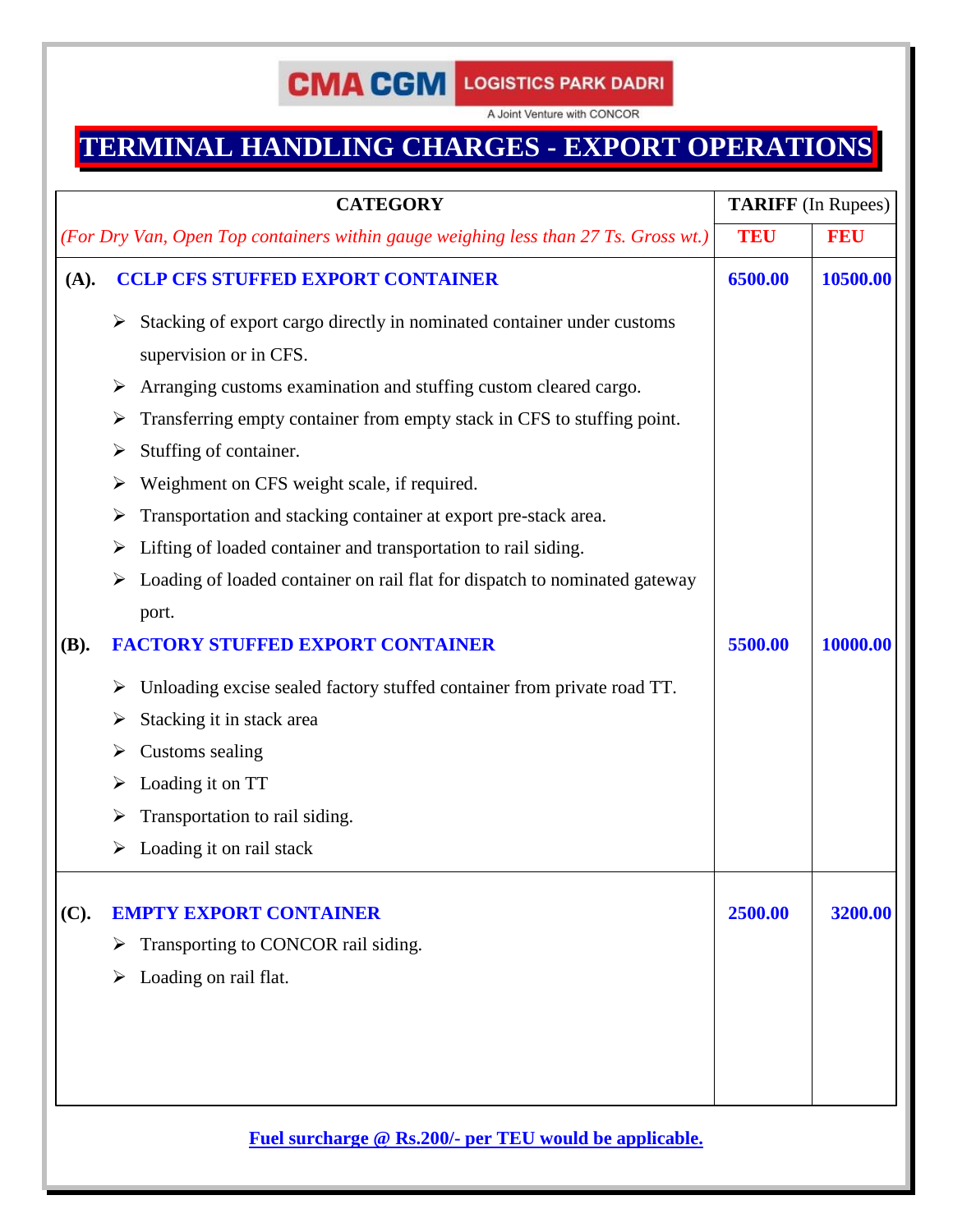CMA CGM LOGISTICS PARK DADRI

A Joint Venture with CONCOR

# TERMINAL HANDLING CHARGES - EXPORT OPERATIONS

| CATEGORY | TARIFF (In Rupees) | |
|---|---|---|
| *(For Dry Van, Open Top containers within gauge weighing less than 27 Ts. Gross wt.)* | **TEU** | **FEU** |
| **(A). CCLP CFS STUFFED EXPORT CONTAINER** | **6500.00** | **10500.00** |
| ➢ Stacking of export cargo directly in nominated container under customs supervision or in CFS.<br>➢ Arranging customs examination and stuffing custom cleared cargo.<br>➢ Transferring empty container from empty stack in CFS to stuffing point.<br>➢ Stuffing of container.<br>➢ Weighment on CFS weight scale, if required.<br>➢ Transportation and stacking container at export pre-stack area.<br>➢ Lifting of loaded container and transportation to rail siding.<br>➢ Loading of loaded container on rail flat for dispatch to nominated gateway port. | | |
| **(B). FACTORY STUFFED EXPORT CONTAINER** | **5500.00** | **10000.00** |
| ➢ Unloading excise sealed factory stuffed container from private road TT.<br>➢ Stacking it in stack area<br>➢ Customs sealing<br>➢ Loading it on TT<br>➢ Transportation to rail siding.<br>➢ Loading it on rail stack | | |
| **(C). EMPTY EXPORT CONTAINER** | **2500.00** | **3200.00** |
| ➢ Transporting to CONCOR rail siding.<br>➢ Loading on rail flat. | | |

**Fuel surcharge @ Rs.200/- per TEU would be applicable.**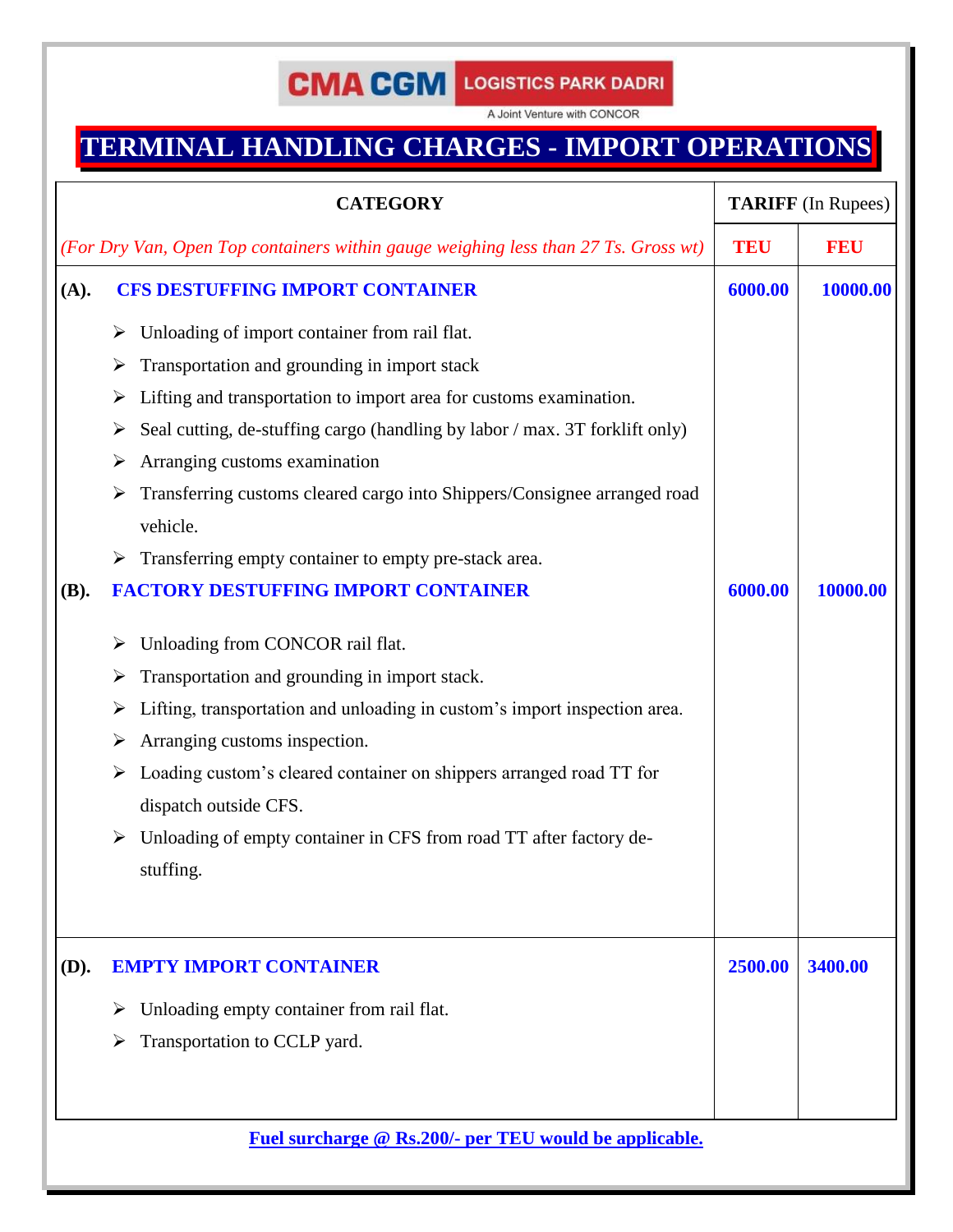CMA CGM LOGISTICS PARK DADRI

A Joint Venture with CONCOR

# TERMINAL HANDLING CHARGES - IMPORT OPERATIONS

| CATEGORY | TARIFF (In Rupees) | |
|---|---|---|
| *(For Dry Van, Open Top containers within gauge weighing less than 27 Ts. Gross wt)* | **TEU** | **FEU** |
| **(A). CFS DESTUFFING IMPORT CONTAINER**<br>➢ Unloading of import container from rail flat.<br>➢ Transportation and grounding in import stack<br>➢ Lifting and transportation to import area for customs examination.<br>➢ Seal cutting, de-stuffing cargo (handling by labor / max. 3T forklift only)<br>➢ Arranging customs examination<br>➢ Transferring customs cleared cargo into Shippers/Consignee arranged road vehicle.<br>➢ Transferring empty container to empty pre-stack area. | **6000.00** | **10000.00** |
| **(B). FACTORY DESTUFFING IMPORT CONTAINER**<br>➢ Unloading from CONCOR rail flat.<br>➢ Transportation and grounding in import stack.<br>➢ Lifting, transportation and unloading in custom's import inspection area.<br>➢ Arranging customs inspection.<br>➢ Loading custom's cleared container on shippers arranged road TT for dispatch outside CFS.<br>➢ Unloading of empty container in CFS from road TT after factory de-stuffing. | **6000.00** | **10000.00** |
| **(D). EMPTY IMPORT CONTAINER**<br>➢ Unloading empty container from rail flat.<br>➢ Transportation to CCLP yard. | **2500.00** | **3400.00** |

**Fuel surcharge @ Rs.200/- per TEU would be applicable.**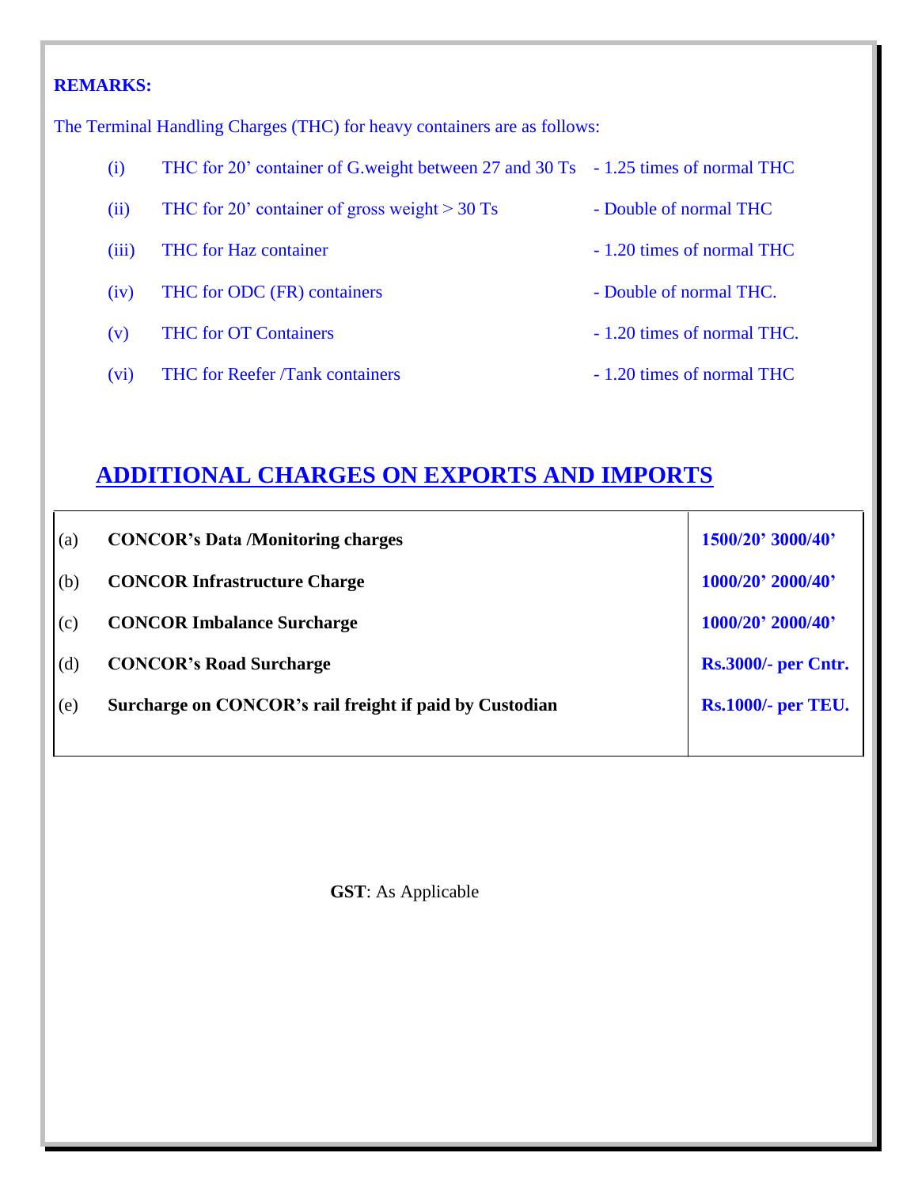**REMARKS:**

The Terminal Handling Charges (THC) for heavy containers are as follows:

| | | |
|---|---|---|
| (i) | THC for 20' container of G.weight between 27 and 30 Ts | - 1.25 times of normal THC |
| (ii) | THC for 20' container of gross weight > 30 Ts | - Double of normal THC |
| (iii) | THC for Haz container | - 1.20 times of normal THC |
| (iv) | THC for ODC (FR) containers | - Double of normal THC. |
| (v) | THC for OT Containers | - 1.20 times of normal THC. |
| (vi) | THC for Reefer /Tank containers | - 1.20 times of normal THC |

## ADDITIONAL CHARGES ON EXPORTS AND IMPORTS

| | | |
|---|---|---|
| (a) | **CONCOR's Data /Monitoring charges** | **1500/20' 3000/40'** |
| (b) | **CONCOR Infrastructure Charge** | **1000/20' 2000/40'** |
| (c) | **CONCOR Imbalance Surcharge** | **1000/20' 2000/40'** |
| (d) | **CONCOR's Road Surcharge** | **Rs.3000/- per Cntr.** |
| (e) | **Surcharge on CONCOR's rail freight if paid by Custodian** | **Rs.1000/- per TEU.** |

**GST**: As Applicable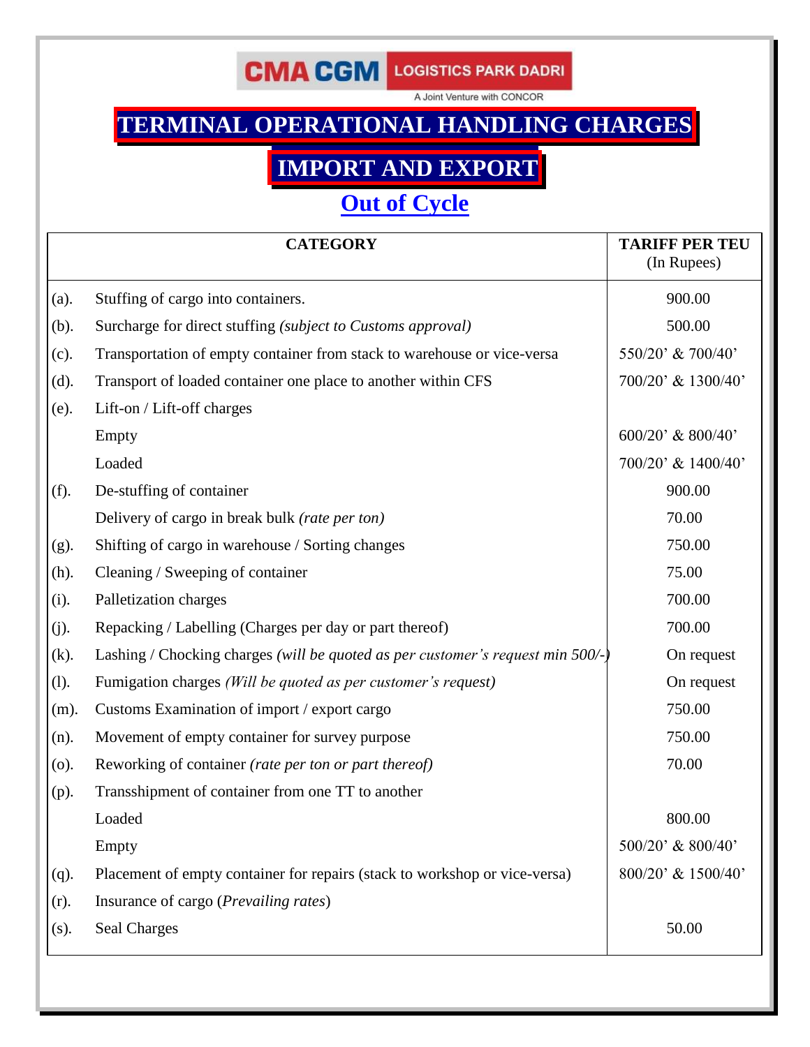CMA CGM LOGISTICS PARK DADRI

A Joint Venture with CONCOR

# TERMINAL OPERATIONAL HANDLING CHARGES

## IMPORT AND EXPORT

### Out of Cycle

| | CATEGORY | TARIFF PER TEU (In Rupees) |
|---|---|---|
| (a). | Stuffing of cargo into containers. | 900.00 |
| (b). | Surcharge for direct stuffing *(subject to Customs approval)* | 500.00 |
| (c). | Transportation of empty container from stack to warehouse or vice-versa | 550/20' & 700/40' |
| (d). | Transport of loaded container one place to another within CFS | 700/20' & 1300/40' |
| (e). | Lift-on / Lift-off charges | |
| | Empty | 600/20' & 800/40' |
| | Loaded | 700/20' & 1400/40' |
| (f). | De-stuffing of container | 900.00 |
| | Delivery of cargo in break bulk *(rate per ton)* | 70.00 |
| (g). | Shifting of cargo in warehouse / Sorting changes | 750.00 |
| (h). | Cleaning / Sweeping of container | 75.00 |
| (i). | Palletization charges | 700.00 |
| (j). | Repacking / Labelling (Charges per day or part thereof) | 700.00 |
| (k). | Lashing / Chocking charges *(will be quoted as per customer's request min 500/-)* | On request |
| (l). | Fumigation charges *(Will be quoted as per customer's request)* | On request |
| (m). | Customs Examination of import / export cargo | 750.00 |
| (n). | Movement of empty container for survey purpose | 750.00 |
| (o). | Reworking of container *(rate per ton or part thereof)* | 70.00 |
| (p). | Transshipment of container from one TT to another | |
| | Loaded | 800.00 |
| | Empty | 500/20' & 800/40' |
| (q). | Placement of empty container for repairs (stack to workshop or vice-versa) | 800/20' & 1500/40' |
| (r). | Insurance of cargo (*Prevailing rates*) | |
| (s). | Seal Charges | 50.00 |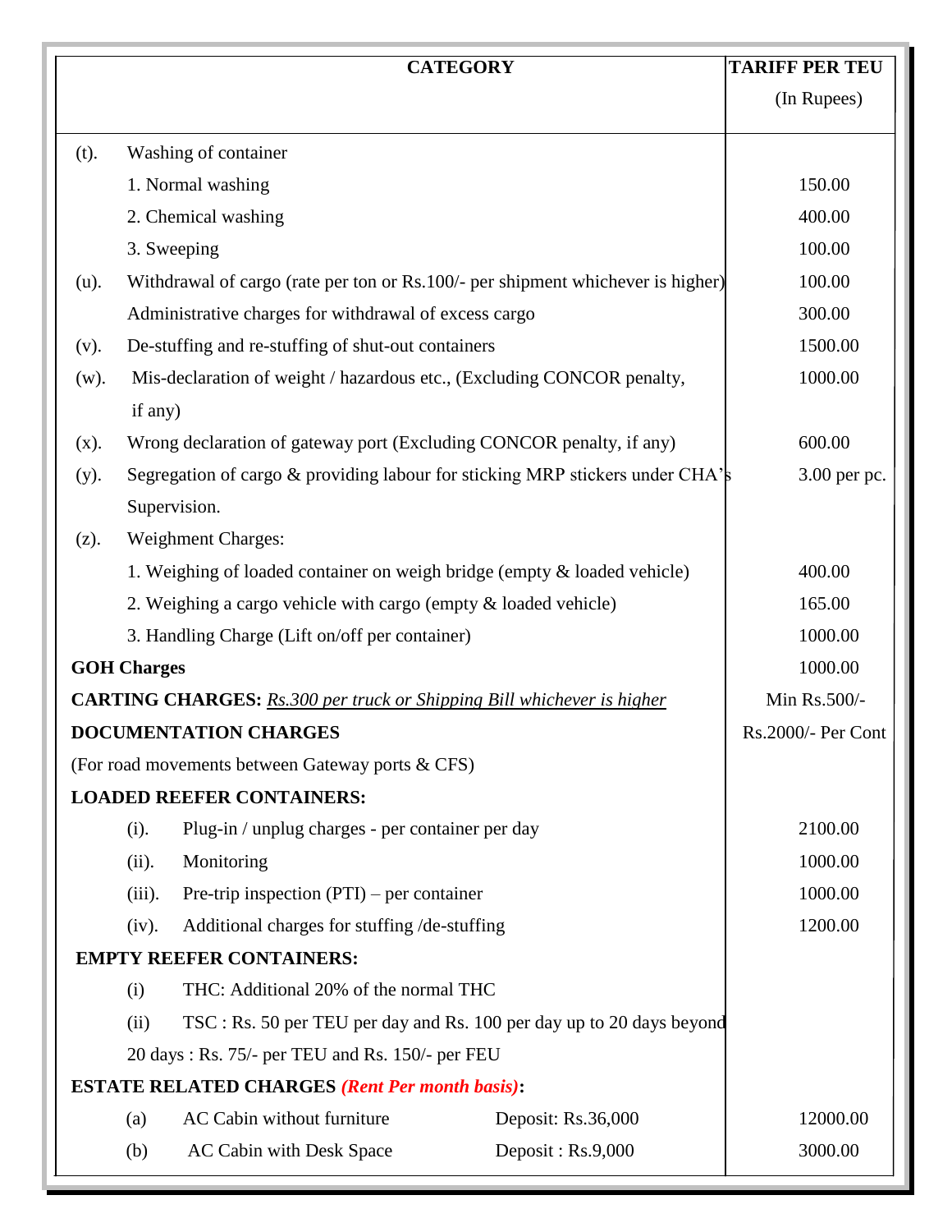| CATEGORY | | | TARIFF PER TEU (In Rupees) |
|---|---|---|---|
| (t). | Washing of container | | |
| | 1. Normal washing | | 150.00 |
| | 2. Chemical washing | | 400.00 |
| | 3. Sweeping | | 100.00 |
| (u). | Withdrawal of cargo (rate per ton or Rs.100/- per shipment whichever is higher) | | 100.00 |
| | Administrative charges for withdrawal of excess cargo | | 300.00 |
| (v). | De-stuffing and re-stuffing of shut-out containers | | 1500.00 |
| (w). | Mis-declaration of weight / hazardous etc., (Excluding CONCOR penalty, if any) | | 1000.00 |
| (x). | Wrong declaration of gateway port (Excluding CONCOR penalty, if any) | | 600.00 |
| (y). | Segregation of cargo & providing labour for sticking MRP stickers under CHA's Supervision. | | 3.00 per pc. |
| (z). | Weighment Charges: | | |
| | 1. Weighing of loaded container on weigh bridge (empty & loaded vehicle) | | 400.00 |
| | 2. Weighing a cargo vehicle with cargo (empty & loaded vehicle) | | 165.00 |
| | 3. Handling Charge (Lift on/off per container) | | 1000.00 |
| **GOH Charges** | | | 1000.00 |
| **CARTING CHARGES:** *Rs.300 per truck or Shipping Bill whichever is higher* | | | Min Rs.500/- |
| **DOCUMENTATION CHARGES** (For road movements between Gateway ports & CFS) | | | Rs.2000/- Per Cont |
| **LOADED REEFER CONTAINERS:** | | | |
| (i). | Plug-in / unplug charges - per container per day | | 2100.00 |
| (ii). | Monitoring | | 1000.00 |
| (iii). | Pre-trip inspection (PTI) – per container | | 1000.00 |
| (iv). | Additional charges for stuffing /de-stuffing | | 1200.00 |
| **EMPTY REEFER CONTAINERS:** | | | |
| (i) | THC: Additional 20% of the normal THC | | |
| (ii) | TSC : Rs. 50 per TEU per day and Rs. 100 per day up to 20 days beyond 20 days : Rs. 75/- per TEU and Rs. 150/- per FEU | | |
| **ESTATE RELATED CHARGES** ***(Rent Per month basis)*****:** | | | |
| (a) | AC Cabin without furniture | Deposit: Rs.36,000 | 12000.00 |
| (b) | AC Cabin with Desk Space | Deposit : Rs.9,000 | 3000.00 |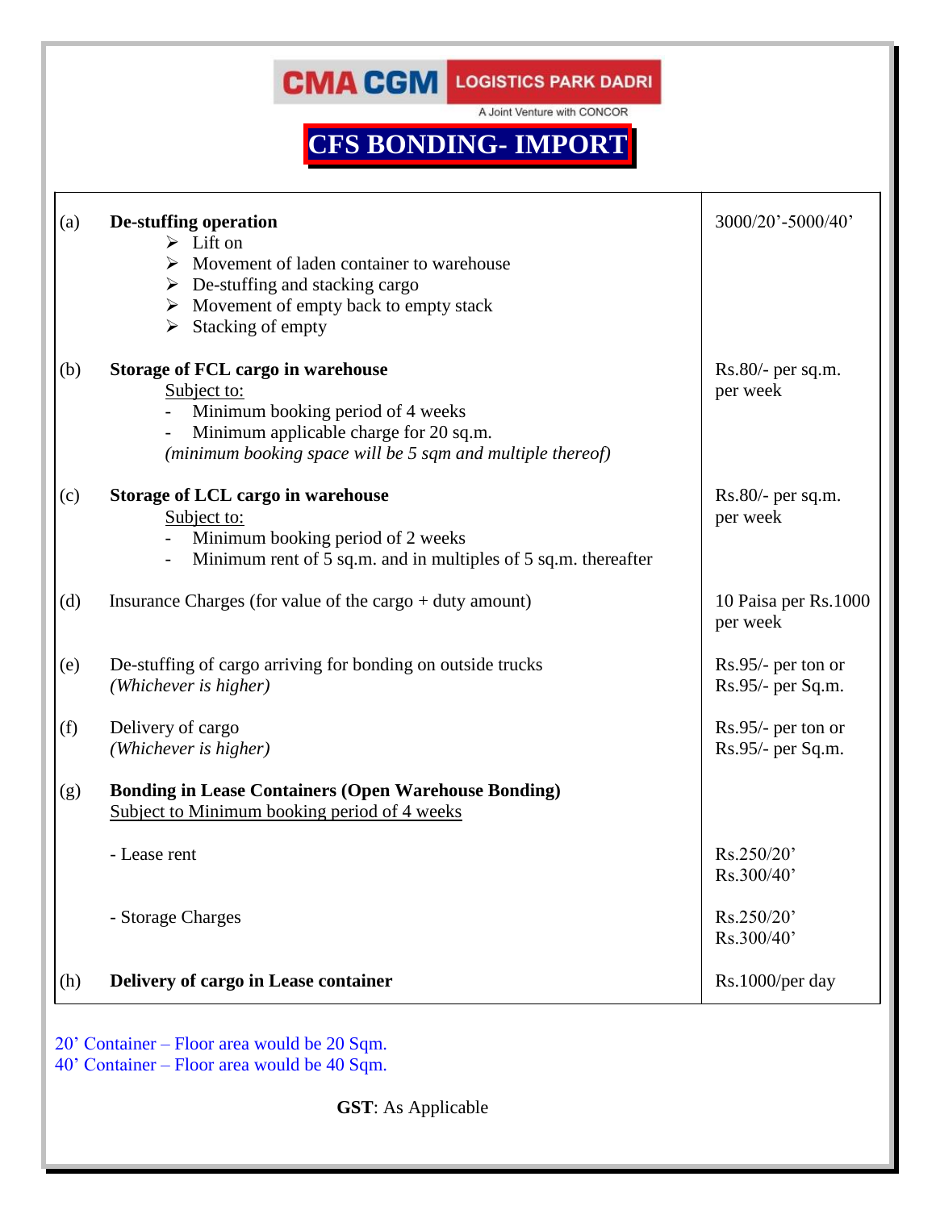CMA CGM LOGISTICS PARK DADRI

A Joint Venture with CONCOR

# CFS BONDING- IMPORT

| | | |
|---|---|---|
| (a) | **De-stuffing operation**<br>➢ Lift on<br>➢ Movement of laden container to warehouse<br>➢ De-stuffing and stacking cargo<br>➢ Movement of empty back to empty stack<br>➢ Stacking of empty | 3000/20’-5000/40’ |
| (b) | **Storage of FCL cargo in warehouse**<br>Subject to:<br>- Minimum booking period of 4 weeks<br>- Minimum applicable charge for 20 sq.m.<br>*(minimum booking space will be 5 sqm and multiple thereof)* | Rs.80/- per sq.m. per week |
| (c) | **Storage of LCL cargo in warehouse**<br>Subject to:<br>- Minimum booking period of 2 weeks<br>- Minimum rent of 5 sq.m. and in multiples of 5 sq.m. thereafter | Rs.80/- per sq.m. per week |
| (d) | Insurance Charges (for value of the cargo + duty amount) | 10 Paisa per Rs.1000 per week |
| (e) | De-stuffing of cargo arriving for bonding on outside trucks<br>*(Whichever is higher)* | Rs.95/- per ton or Rs.95/- per Sq.m. |
| (f) | Delivery of cargo<br>*(Whichever is higher)* | Rs.95/- per ton or Rs.95/- per Sq.m. |
| (g) | **Bonding in Lease Containers (Open Warehouse Bonding)**<br>Subject to Minimum booking period of 4 weeks | |
| | - Lease rent | Rs.250/20’<br>Rs.300/40’ |
| | - Storage Charges | Rs.250/20’<br>Rs.300/40’ |
| (h) | **Delivery of cargo in Lease container** | Rs.1000/per day |

20’ Container – Floor area would be 20 Sqm.
40’ Container – Floor area would be 40 Sqm.

**GST**: As Applicable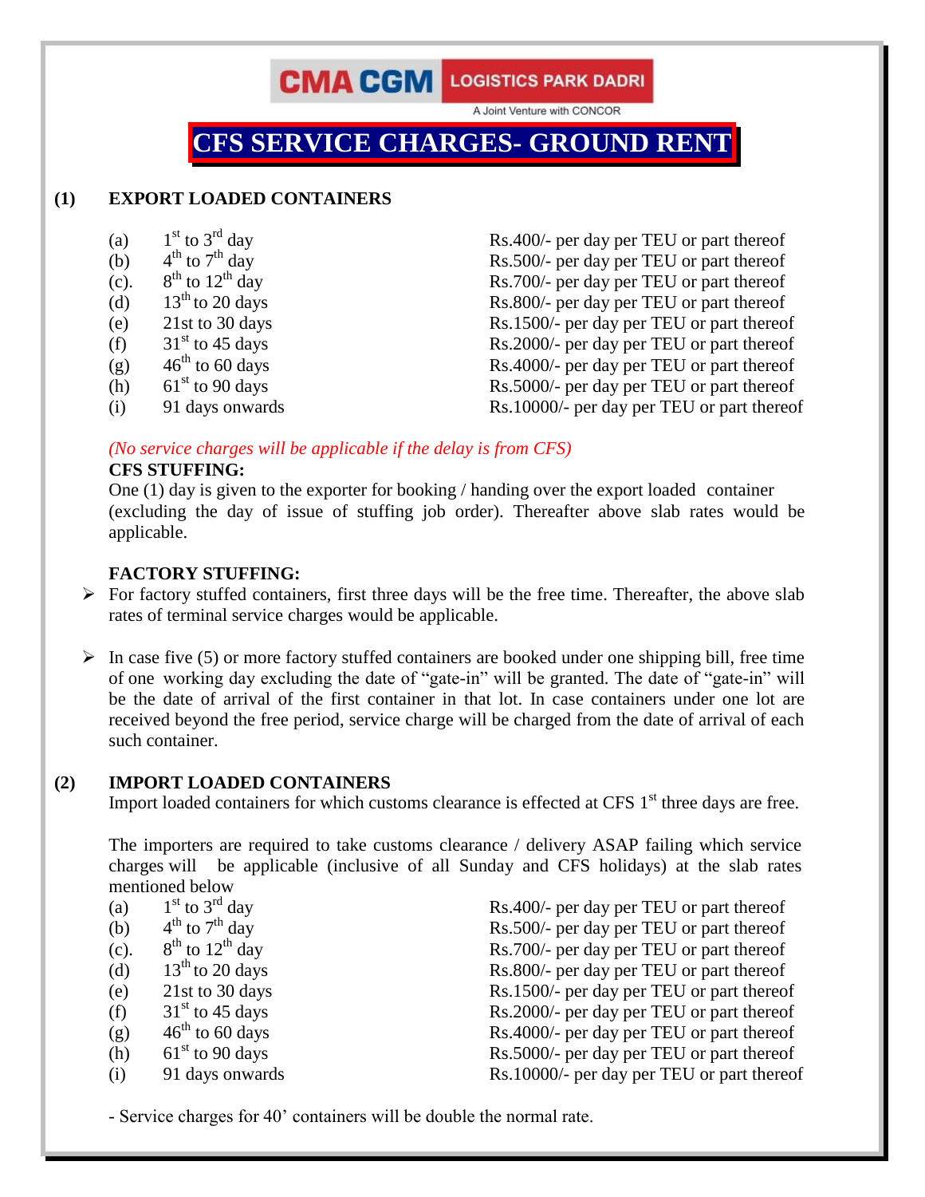CMA CGM LOGISTICS PARK DADRI

A Joint Venture with CONCOR

# CFS SERVICE CHARGES- GROUND RENT

## (1) EXPORT LOADED CONTAINERS

| | | |
|---|---|---|
| (a) | 1st to 3rd day | Rs.400/- per day per TEU or part thereof |
| (b) | 4th to 7th day | Rs.500/- per day per TEU or part thereof |
| (c). | 8th to 12th day | Rs.700/- per day per TEU or part thereof |
| (d) | 13th to 20 days | Rs.800/- per day per TEU or part thereof |
| (e) | 21st to 30 days | Rs.1500/- per day per TEU or part thereof |
| (f) | 31st to 45 days | Rs.2000/- per day per TEU or part thereof |
| (g) | 46th to 60 days | Rs.4000/- per day per TEU or part thereof |
| (h) | 61st to 90 days | Rs.5000/- per day per TEU or part thereof |
| (i) | 91 days onwards | Rs.10000/- per day per TEU or part thereof |

*(No service charges will be applicable if the delay is from CFS)*

**CFS STUFFING:**

One (1) day is given to the exporter for booking / handing over the export loaded container (excluding the day of issue of stuffing job order). Thereafter above slab rates would be applicable.

**FACTORY STUFFING:**

- For factory stuffed containers, first three days will be the free time. Thereafter, the above slab rates of terminal service charges would be applicable.

- In case five (5) or more factory stuffed containers are booked under one shipping bill, free time of one working day excluding the date of "gate-in" will be granted. The date of "gate-in" will be the date of arrival of the first container in that lot. In case containers under one lot are received beyond the free period, service charge will be charged from the date of arrival of each such container.

## (2) IMPORT LOADED CONTAINERS

Import loaded containers for which customs clearance is effected at CFS 1st three days are free.

The importers are required to take customs clearance / delivery ASAP failing which service charges will be applicable (inclusive of all Sunday and CFS holidays) at the slab rates mentioned below

| | | |
|---|---|---|
| (a) | 1st to 3rd day | Rs.400/- per day per TEU or part thereof |
| (b) | 4th to 7th day | Rs.500/- per day per TEU or part thereof |
| (c). | 8th to 12th day | Rs.700/- per day per TEU or part thereof |
| (d) | 13th to 20 days | Rs.800/- per day per TEU or part thereof |
| (e) | 21st to 30 days | Rs.1500/- per day per TEU or part thereof |
| (f) | 31st to 45 days | Rs.2000/- per day per TEU or part thereof |
| (g) | 46th to 60 days | Rs.4000/- per day per TEU or part thereof |
| (h) | 61st to 90 days | Rs.5000/- per day per TEU or part thereof |
| (i) | 91 days onwards | Rs.10000/- per day per TEU or part thereof |

- Service charges for 40' containers will be double the normal rate.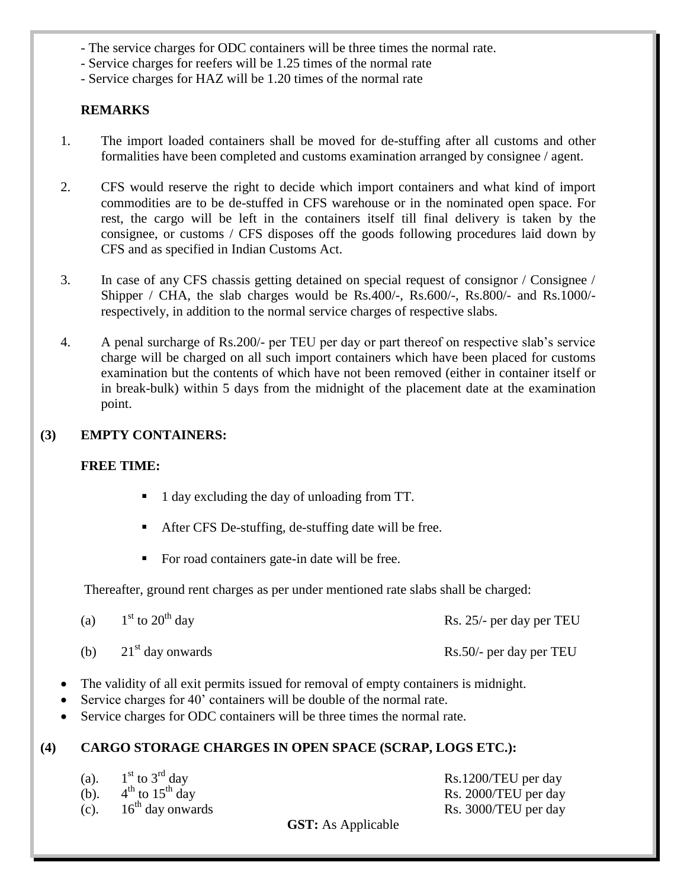- The service charges for ODC containers will be three times the normal rate.
- Service charges for reefers will be 1.25 times of the normal rate
- Service charges for HAZ will be 1.20 times of the normal rate

**REMARKS**

1. The import loaded containers shall be moved for de-stuffing after all customs and other formalities have been completed and customs examination arranged by consignee / agent.

2. CFS would reserve the right to decide which import containers and what kind of import commodities are to be de-stuffed in CFS warehouse or in the nominated open space. For rest, the cargo will be left in the containers itself till final delivery is taken by the consignee, or customs / CFS disposes off the goods following procedures laid down by CFS and as specified in Indian Customs Act.

3. In case of any CFS chassis getting detained on special request of consignor / Consignee / Shipper / CHA, the slab charges would be Rs.400/-, Rs.600/-, Rs.800/- and Rs.1000/- respectively, in addition to the normal service charges of respective slabs.

4. A penal surcharge of Rs.200/- per TEU per day or part thereof on respective slab's service charge will be charged on all such import containers which have been placed for customs examination but the contents of which have not been removed (either in container itself or in break-bulk) within 5 days from the midnight of the placement date at the examination point.

**(3) EMPTY CONTAINERS:**

**FREE TIME:**

- 1 day excluding the day of unloading from TT.
- After CFS De-stuffing, de-stuffing date will be free.
- For road containers gate-in date will be free.

Thereafter, ground rent charges as per under mentioned rate slabs shall be charged:

| | | |
|---|---|---|
| (a) | 1st to 20th day | Rs. 25/- per day per TEU |
| (b) | 21st day onwards | Rs.50/- per day per TEU |

- The validity of all exit permits issued for removal of empty containers is midnight.
- Service charges for 40' containers will be double of the normal rate.
- Service charges for ODC containers will be three times the normal rate.

**(4) CARGO STORAGE CHARGES IN OPEN SPACE (SCRAP, LOGS ETC.):**

| | | |
|---|---|---|
| (a). | 1st to 3rd day | Rs.1200/TEU per day |
| (b). | 4th to 15th day | Rs. 2000/TEU per day |
| (c). | 16th day onwards | Rs. 3000/TEU per day |

**GST:** As Applicable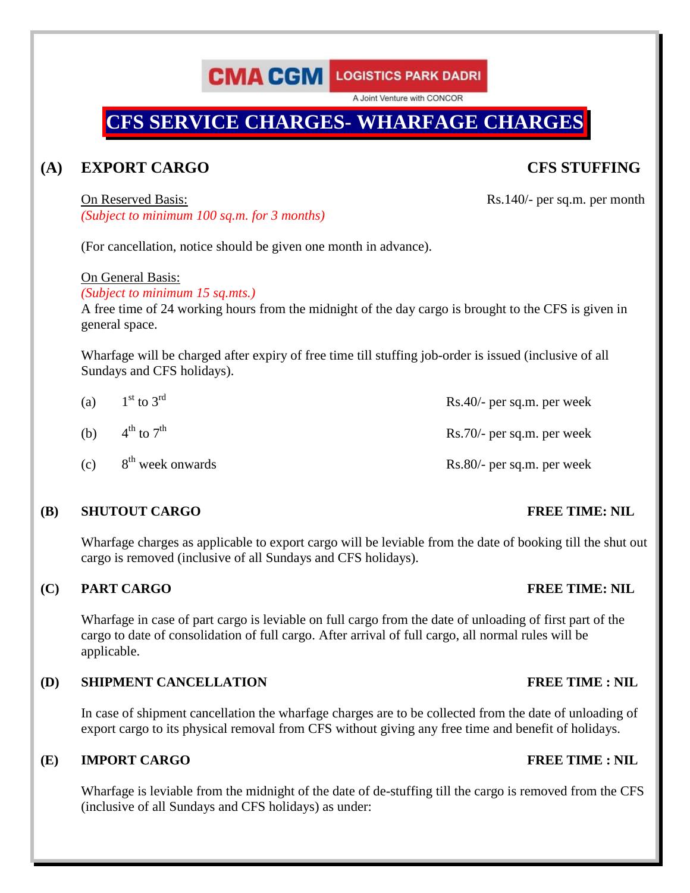CMA CGM LOGISTICS PARK DADRI

A Joint Venture with CONCOR

# CFS SERVICE CHARGES- WHARFAGE CHARGES

## (A) EXPORT CARGO — CFS STUFFING

On Reserved Basis: Rs.140/- per sq.m. per month

*(Subject to minimum 100 sq.m. for 3 months)*

(For cancellation, notice should be given one month in advance).

On General Basis:

*(Subject to minimum 15 sq.mts.)*

A free time of 24 working hours from the midnight of the day cargo is brought to the CFS is given in general space.

Wharfage will be charged after expiry of free time till stuffing job-order is issued (inclusive of all Sundays and CFS holidays).

| | | |
|---|---|---|
| (a) | 1st to 3rd | Rs.40/- per sq.m. per week |
| (b) | 4th to 7th | Rs.70/- per sq.m. per week |
| (c) | 8th week onwards | Rs.80/- per sq.m. per week |

## (B) SHUTOUT CARGO — FREE TIME: NIL

Wharfage charges as applicable to export cargo will be leviable from the date of booking till the shut out cargo is removed (inclusive of all Sundays and CFS holidays).

## (C) PART CARGO — FREE TIME: NIL

Wharfage in case of part cargo is leviable on full cargo from the date of unloading of first part of the cargo to date of consolidation of full cargo. After arrival of full cargo, all normal rules will be applicable.

## (D) SHIPMENT CANCELLATION — FREE TIME : NIL

In case of shipment cancellation the wharfage charges are to be collected from the date of unloading of export cargo to its physical removal from CFS without giving any free time and benefit of holidays.

## (E) IMPORT CARGO — FREE TIME : NIL

Wharfage is leviable from the midnight of the date of de-stuffing till the cargo is removed from the CFS (inclusive of all Sundays and CFS holidays) as under: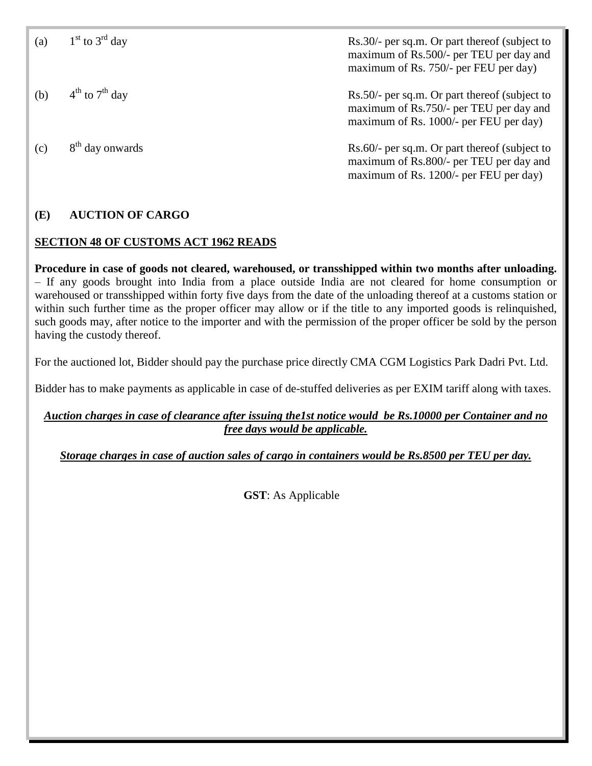| | | |
|---|---|---|
| (a) | 1st to 3rd day | Rs.30/- per sq.m. Or part thereof (subject to maximum of Rs.500/- per TEU per day and maximum of Rs. 750/- per FEU per day) |
| (b) | 4th to 7th day | Rs.50/- per sq.m. Or part thereof (subject to maximum of Rs.750/- per TEU per day and maximum of Rs. 1000/- per FEU per day) |
| (c) | 8th day onwards | Rs.60/- per sq.m. Or part thereof (subject to maximum of Rs.800/- per TEU per day and maximum of Rs. 1200/- per FEU per day) |

## (E) AUCTION OF CARGO

**SECTION 48 OF CUSTOMS ACT 1962 READS**

**Procedure in case of goods not cleared, warehoused, or transshipped within two months after unloading.** – If any goods brought into India from a place outside India are not cleared for home consumption or warehoused or transshipped within forty five days from the date of the unloading thereof at a customs station or within such further time as the proper officer may allow or if the title to any imported goods is relinquished, such goods may, after notice to the importer and with the permission of the proper officer be sold by the person having the custody thereof.

For the auctioned lot, Bidder should pay the purchase price directly CMA CGM Logistics Park Dadri Pvt. Ltd.

Bidder has to make payments as applicable in case of de-stuffed deliveries as per EXIM tariff along with taxes.

***Auction charges in case of clearance after issuing the1st notice would be Rs.10000 per Container and no free days would be applicable.***

***Storage charges in case of auction sales of cargo in containers would be Rs.8500 per TEU per day.***

**GST**: As Applicable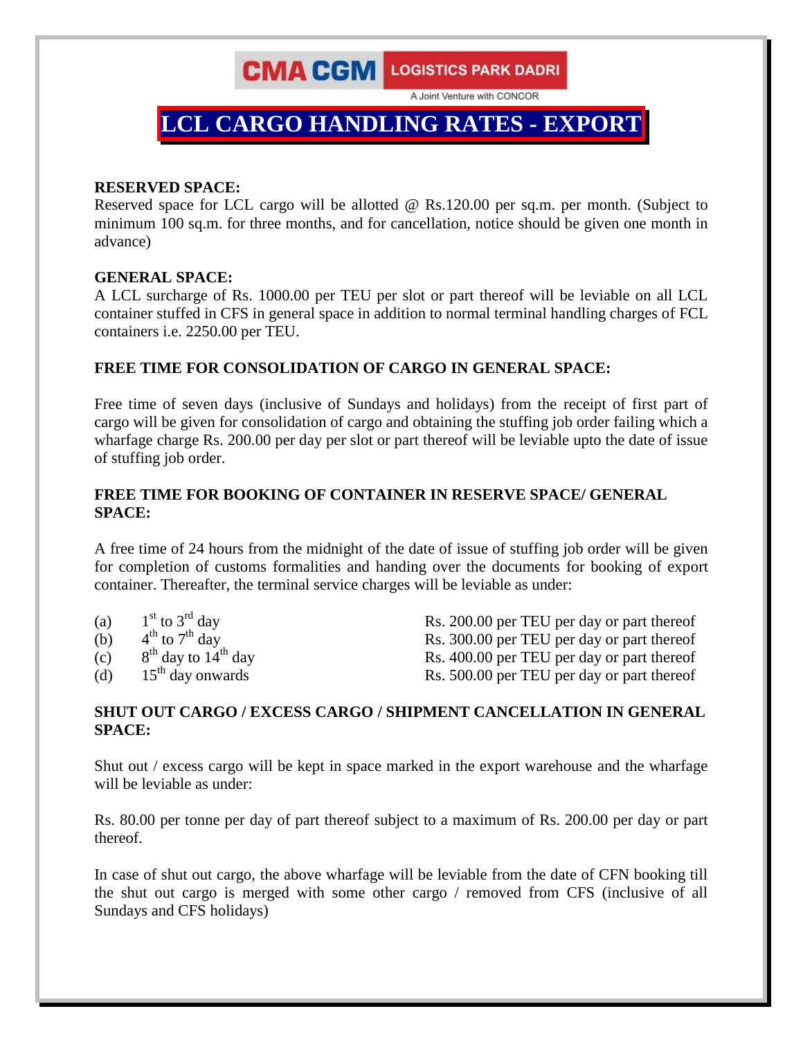CMA CGM LOGISTICS PARK DADRI

A Joint Venture with CONCOR

# LCL CARGO HANDLING RATES - EXPORT

**RESERVED SPACE:**

Reserved space for LCL cargo will be allotted @ Rs.120.00 per sq.m. per month. (Subject to minimum 100 sq.m. for three months, and for cancellation, notice should be given one month in advance)

**GENERAL SPACE:**

A LCL surcharge of Rs. 1000.00 per TEU per slot or part thereof will be leviable on all LCL container stuffed in CFS in general space in addition to normal terminal handling charges of FCL containers i.e. 2250.00 per TEU.

**FREE TIME FOR CONSOLIDATION OF CARGO IN GENERAL SPACE:**

Free time of seven days (inclusive of Sundays and holidays) from the receipt of first part of cargo will be given for consolidation of cargo and obtaining the stuffing job order failing which a wharfage charge Rs. 200.00 per day per slot or part thereof will be leviable upto the date of issue of stuffing job order.

**FREE TIME FOR BOOKING OF CONTAINER IN RESERVE SPACE/ GENERAL SPACE:**

A free time of 24 hours from the midnight of the date of issue of stuffing job order will be given for completion of customs formalities and handing over the documents for booking of export container. Thereafter, the terminal service charges will be leviable as under:

| | | |
|---|---|---|
| (a) | 1st to 3rd day | Rs. 200.00 per TEU per day or part thereof |
| (b) | 4th to 7th day | Rs. 300.00 per TEU per day or part thereof |
| (c) | 8th day to 14th day | Rs. 400.00 per TEU per day or part thereof |
| (d) | 15th day onwards | Rs. 500.00 per TEU per day or part thereof |

**SHUT OUT CARGO / EXCESS CARGO / SHIPMENT CANCELLATION IN GENERAL SPACE:**

Shut out / excess cargo will be kept in space marked in the export warehouse and the wharfage will be leviable as under:

Rs. 80.00 per tonne per day of part thereof subject to a maximum of Rs. 200.00 per day or part thereof.

In case of shut out cargo, the above wharfage will be leviable from the date of CFN booking till the shut out cargo is merged with some other cargo / removed from CFS (inclusive of all Sundays and CFS holidays)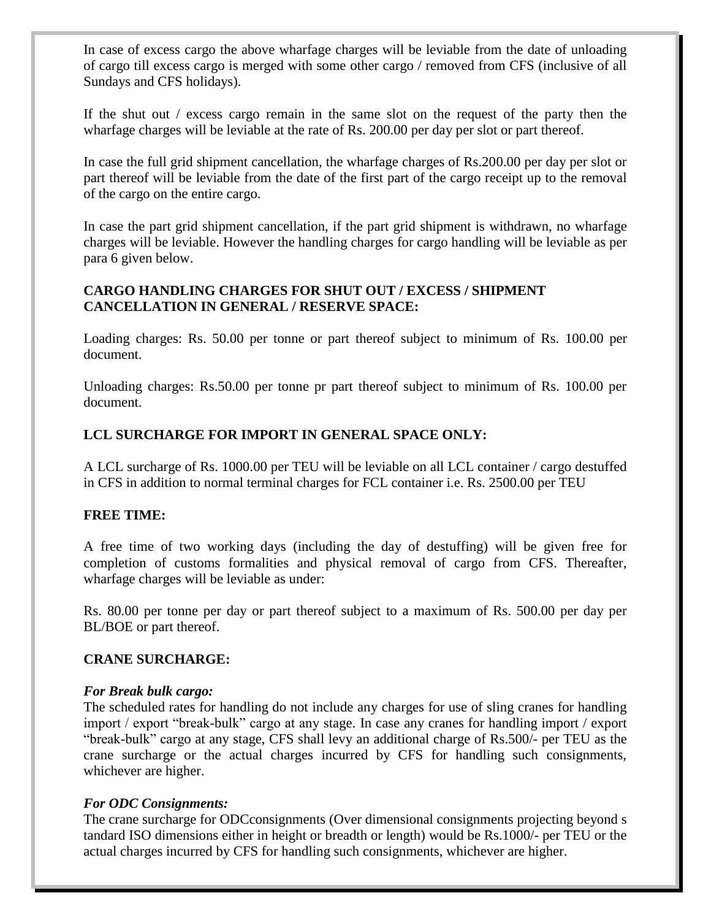In case of excess cargo the above wharfage charges will be leviable from the date of unloading of cargo till excess cargo is merged with some other cargo / removed from CFS (inclusive of all Sundays and CFS holidays).

If the shut out / excess cargo remain in the same slot on the request of the party then the wharfage charges will be leviable at the rate of Rs. 200.00 per day per slot or part thereof.

In case the full grid shipment cancellation, the wharfage charges of Rs.200.00 per day per slot or part thereof will be leviable from the date of the first part of the cargo receipt up to the removal of the cargo on the entire cargo.

In case the part grid shipment cancellation, if the part grid shipment is withdrawn, no wharfage charges will be leviable. However the handling charges for cargo handling will be leviable as per para 6 given below.

**CARGO HANDLING CHARGES FOR SHUT OUT / EXCESS / SHIPMENT CANCELLATION IN GENERAL / RESERVE SPACE:**

Loading charges: Rs. 50.00 per tonne or part thereof subject to minimum of Rs. 100.00 per document.

Unloading charges: Rs.50.00 per tonne pr part thereof subject to minimum of Rs. 100.00 per document.

**LCL SURCHARGE FOR IMPORT IN GENERAL SPACE ONLY:**

A LCL surcharge of Rs. 1000.00 per TEU will be leviable on all LCL container / cargo destuffed in CFS in addition to normal terminal charges for FCL container i.e. Rs. 2500.00 per TEU

**FREE TIME:**

A free time of two working days (including the day of destuffing) will be given free for completion of customs formalities and physical removal of cargo from CFS. Thereafter, wharfage charges will be leviable as under:

Rs. 80.00 per tonne per day or part thereof subject to a maximum of Rs. 500.00 per day per BL/BOE or part thereof.

**CRANE SURCHARGE:**

***For Break bulk cargo:***

The scheduled rates for handling do not include any charges for use of sling cranes for handling import / export "break-bulk" cargo at any stage. In case any cranes for handling import / export "break-bulk" cargo at any stage, CFS shall levy an additional charge of Rs.500/- per TEU as the crane surcharge or the actual charges incurred by CFS for handling such consignments, whichever are higher.

***For ODC Consignments:***

The crane surcharge for ODCconsignments (Over dimensional consignments projecting beyond s tandard ISO dimensions either in height or breadth or length) would be Rs.1000/- per TEU or the actual charges incurred by CFS for handling such consignments, whichever are higher.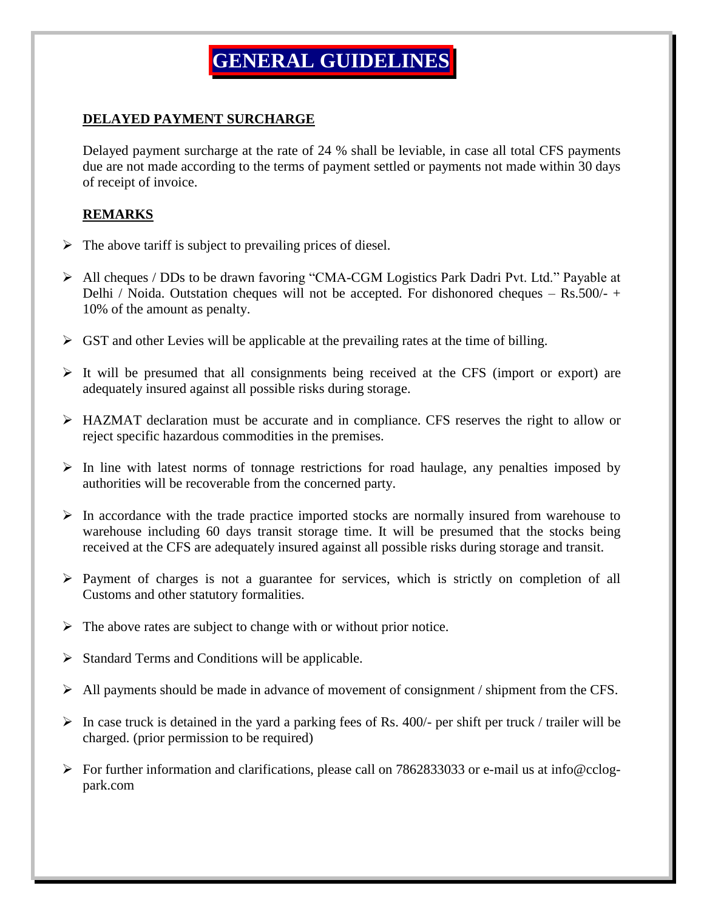# GENERAL GUIDELINES

## DELAYED PAYMENT SURCHARGE

Delayed payment surcharge at the rate of 24 % shall be leviable, in case all total CFS payments due are not made according to the terms of payment settled or payments not made within 30 days of receipt of invoice.

## REMARKS

- The above tariff is subject to prevailing prices of diesel.
- All cheques / DDs to be drawn favoring "CMA-CGM Logistics Park Dadri Pvt. Ltd." Payable at Delhi / Noida. Outstation cheques will not be accepted. For dishonored cheques – Rs.500/- + 10% of the amount as penalty.
- GST and other Levies will be applicable at the prevailing rates at the time of billing.
- It will be presumed that all consignments being received at the CFS (import or export) are adequately insured against all possible risks during storage.
- HAZMAT declaration must be accurate and in compliance. CFS reserves the right to allow or reject specific hazardous commodities in the premises.
- In line with latest norms of tonnage restrictions for road haulage, any penalties imposed by authorities will be recoverable from the concerned party.
- In accordance with the trade practice imported stocks are normally insured from warehouse to warehouse including 60 days transit storage time. It will be presumed that the stocks being received at the CFS are adequately insured against all possible risks during storage and transit.
- Payment of charges is not a guarantee for services, which is strictly on completion of all Customs and other statutory formalities.
- The above rates are subject to change with or without prior notice.
- Standard Terms and Conditions will be applicable.
- All payments should be made in advance of movement of consignment / shipment from the CFS.
- In case truck is detained in the yard a parking fees of Rs. 400/- per shift per truck / trailer will be charged. (prior permission to be required)
- For further information and clarifications, please call on 7862833033 or e-mail us at info@cclog-park.com